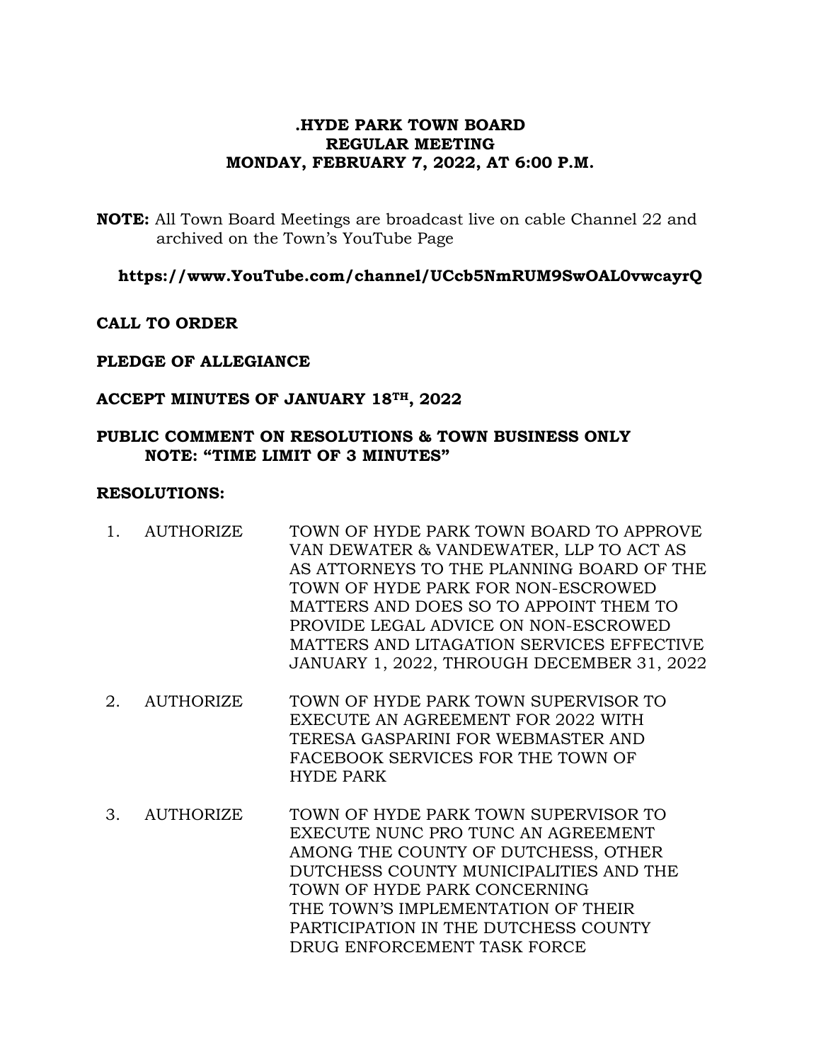# .HYDE PARK TOWN BOARD
# REGULAR MEETING
# MONDAY, FEBRUARY 7, 2022, AT 6:00 P.M.

**NOTE:** All Town Board Meetings are broadcast live on cable Channel 22 and archived on the Town's YouTube Page

**https://www.YouTube.com/channel/UCcb5NmRUM9SwOAL0vwcayrQ**

**CALL TO ORDER**

**PLEDGE OF ALLEGIANCE**

**ACCEPT MINUTES OF JANUARY 18TH, 2022**

**PUBLIC COMMENT ON RESOLUTIONS & TOWN BUSINESS ONLY**
**NOTE: "TIME LIMIT OF 3 MINUTES"**

**RESOLUTIONS:**

1. AUTHORIZE TOWN OF HYDE PARK TOWN BOARD TO APPROVE VAN DEWATER & VANDEWATER, LLP TO ACT AS AS ATTORNEYS TO THE PLANNING BOARD OF THE TOWN OF HYDE PARK FOR NON-ESCROWED MATTERS AND DOES SO TO APPOINT THEM TO PROVIDE LEGAL ADVICE ON NON-ESCROWED MATTERS AND LITAGATION SERVICES EFFECTIVE JANUARY 1, 2022, THROUGH DECEMBER 31, 2022

2. AUTHORIZE TOWN OF HYDE PARK TOWN SUPERVISOR TO EXECUTE AN AGREEMENT FOR 2022 WITH TERESA GASPARINI FOR WEBMASTER AND FACEBOOK SERVICES FOR THE TOWN OF HYDE PARK

3. AUTHORIZE TOWN OF HYDE PARK TOWN SUPERVISOR TO EXECUTE NUNC PRO TUNC AN AGREEMENT AMONG THE COUNTY OF DUTCHESS, OTHER DUTCHESS COUNTY MUNICIPALITIES AND THE TOWN OF HYDE PARK CONCERNING THE TOWN'S IMPLEMENTATION OF THEIR PARTICIPATION IN THE DUTCHESS COUNTY DRUG ENFORCEMENT TASK FORCE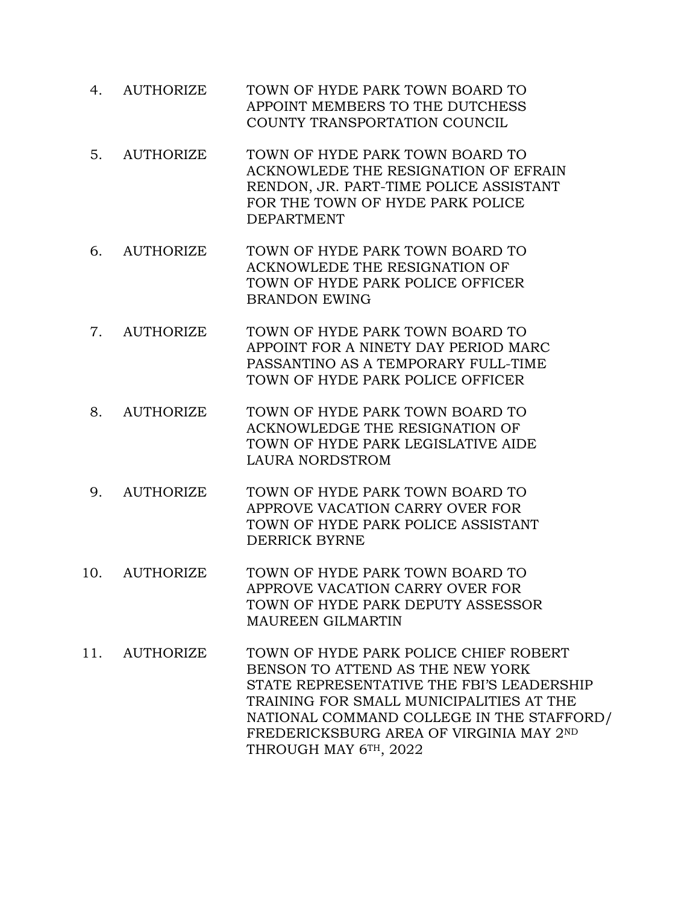4. AUTHORIZE TOWN OF HYDE PARK TOWN BOARD TO APPOINT MEMBERS TO THE DUTCHESS COUNTY TRANSPORTATION COUNCIL

5. AUTHORIZE TOWN OF HYDE PARK TOWN BOARD TO ACKNOWLEDE THE RESIGNATION OF EFRAIN RENDON, JR. PART-TIME POLICE ASSISTANT FOR THE TOWN OF HYDE PARK POLICE DEPARTMENT

6. AUTHORIZE TOWN OF HYDE PARK TOWN BOARD TO ACKNOWLEDE THE RESIGNATION OF TOWN OF HYDE PARK POLICE OFFICER BRANDON EWING

7. AUTHORIZE TOWN OF HYDE PARK TOWN BOARD TO APPOINT FOR A NINETY DAY PERIOD MARC PASSANTINO AS A TEMPORARY FULL-TIME TOWN OF HYDE PARK POLICE OFFICER

8. AUTHORIZE TOWN OF HYDE PARK TOWN BOARD TO ACKNOWLEDGE THE RESIGNATION OF TOWN OF HYDE PARK LEGISLATIVE AIDE LAURA NORDSTROM

9. AUTHORIZE TOWN OF HYDE PARK TOWN BOARD TO APPROVE VACATION CARRY OVER FOR TOWN OF HYDE PARK POLICE ASSISTANT DERRICK BYRNE

10. AUTHORIZE TOWN OF HYDE PARK TOWN BOARD TO APPROVE VACATION CARRY OVER FOR TOWN OF HYDE PARK DEPUTY ASSESSOR MAUREEN GILMARTIN

11. AUTHORIZE TOWN OF HYDE PARK POLICE CHIEF ROBERT BENSON TO ATTEND AS THE NEW YORK STATE REPRESENTATIVE THE FBI'S LEADERSHIP TRAINING FOR SMALL MUNICIPALITIES AT THE NATIONAL COMMAND COLLEGE IN THE STAFFORD/ FREDERICKSBURG AREA OF VIRGINIA MAY 2ND THROUGH MAY 6TH, 2022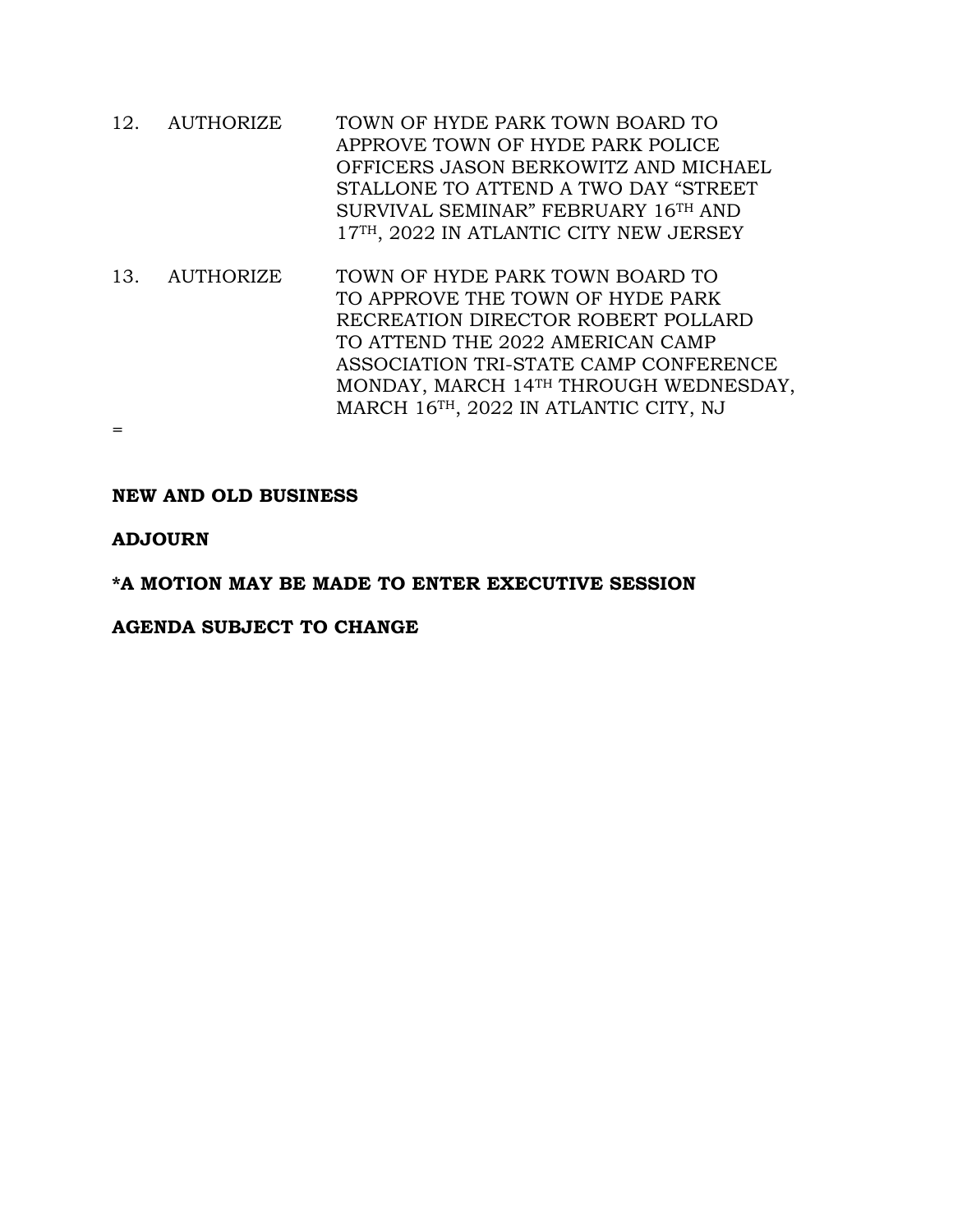12. AUTHORIZE TOWN OF HYDE PARK TOWN BOARD TO APPROVE TOWN OF HYDE PARK POLICE OFFICERS JASON BERKOWITZ AND MICHAEL STALLONE TO ATTEND A TWO DAY "STREET SURVIVAL SEMINAR" FEBRUARY 16TH AND 17TH, 2022 IN ATLANTIC CITY NEW JERSEY

13. AUTHORIZE TOWN OF HYDE PARK TOWN BOARD TO TO APPROVE THE TOWN OF HYDE PARK RECREATION DIRECTOR ROBERT POLLARD TO ATTEND THE 2022 AMERICAN CAMP ASSOCIATION TRI-STATE CAMP CONFERENCE MONDAY, MARCH 14TH THROUGH WEDNESDAY, MARCH 16TH, 2022 IN ATLANTIC CITY, NJ

=

**NEW AND OLD BUSINESS**

**ADJOURN**

**\*A MOTION MAY BE MADE TO ENTER EXECUTIVE SESSION**

**AGENDA SUBJECT TO CHANGE**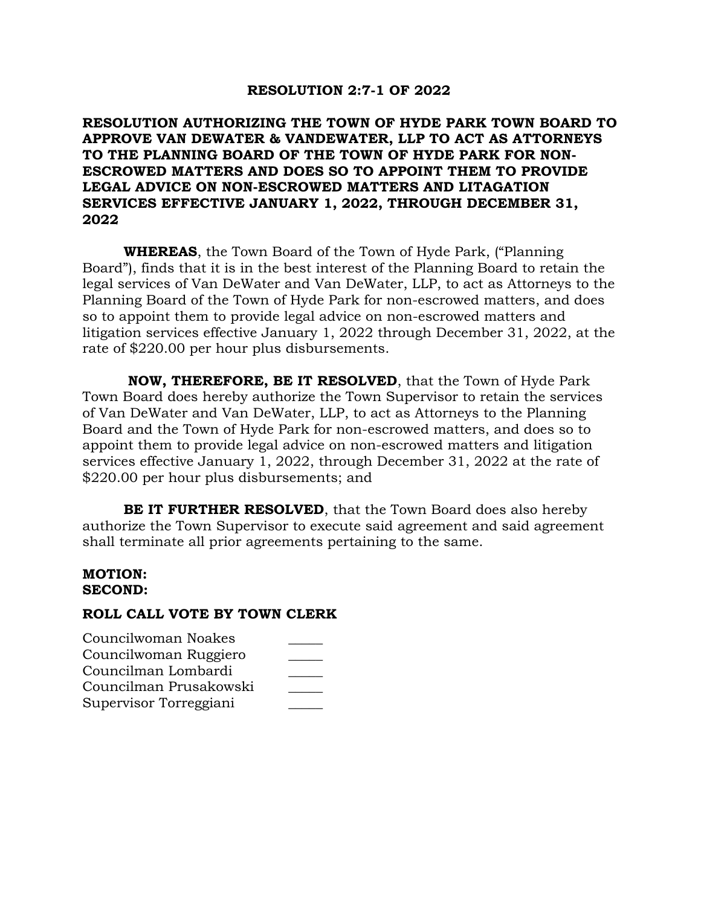**RESOLUTION 2:7-1 OF 2022**

**RESOLUTION AUTHORIZING THE TOWN OF HYDE PARK TOWN BOARD TO APPROVE VAN DEWATER & VANDEWATER, LLP TO ACT AS ATTORNEYS TO THE PLANNING BOARD OF THE TOWN OF HYDE PARK FOR NON-ESCROWED MATTERS AND DOES SO TO APPOINT THEM TO PROVIDE LEGAL ADVICE ON NON-ESCROWED MATTERS AND LITIGATION SERVICES EFFECTIVE JANUARY 1, 2022, THROUGH DECEMBER 31, 2022**

**WHEREAS**, the Town Board of the Town of Hyde Park, ("Planning Board"), finds that it is in the best interest of the Planning Board to retain the legal services of Van DeWater and Van DeWater, LLP, to act as Attorneys to the Planning Board of the Town of Hyde Park for non-escrowed matters, and does so to appoint them to provide legal advice on non-escrowed matters and litigation services effective January 1, 2022 through December 31, 2022, at the rate of $220.00 per hour plus disbursements.

**NOW, THEREFORE, BE IT RESOLVED**, that the Town of Hyde Park Town Board does hereby authorize the Town Supervisor to retain the services of Van DeWater and Van DeWater, LLP, to act as Attorneys to the Planning Board and the Town of Hyde Park for non-escrowed matters, and does so to appoint them to provide legal advice on non-escrowed matters and litigation services effective January 1, 2022, through December 31, 2022 at the rate of $220.00 per hour plus disbursements; and

**BE IT FURTHER RESOLVED**, that the Town Board does also hereby authorize the Town Supervisor to execute said agreement and said agreement shall terminate all prior agreements pertaining to the same.

**MOTION:**
**SECOND:**

**ROLL CALL VOTE BY TOWN CLERK**

Councilwoman Noakes _____
Councilwoman Ruggiero _____
Councilman Lombardi _____
Councilman Prusakowski _____
Supervisor Torreggiani _____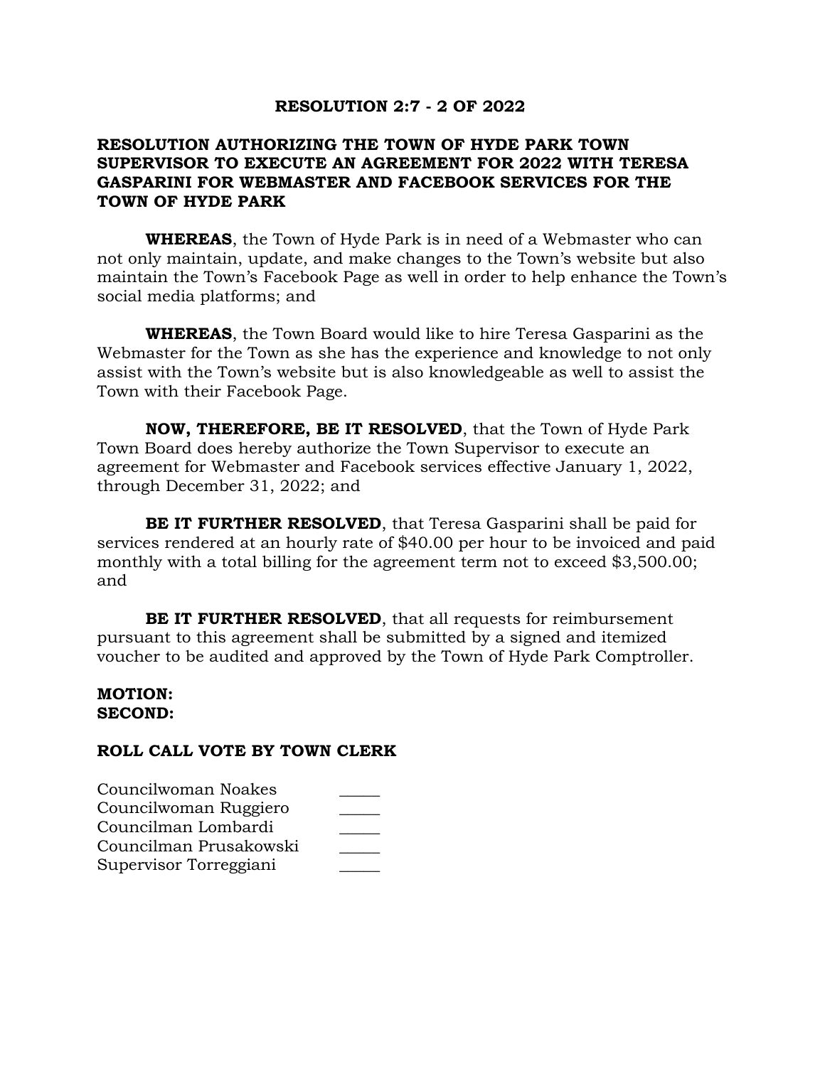**RESOLUTION 2:7 - 2 OF 2022**

**RESOLUTION AUTHORIZING THE TOWN OF HYDE PARK TOWN SUPERVISOR TO EXECUTE AN AGREEMENT FOR 2022 WITH TERESA GASPARINI FOR WEBMASTER AND FACEBOOK SERVICES FOR THE TOWN OF HYDE PARK**

**WHEREAS**, the Town of Hyde Park is in need of a Webmaster who can not only maintain, update, and make changes to the Town's website but also maintain the Town's Facebook Page as well in order to help enhance the Town's social media platforms; and

**WHEREAS**, the Town Board would like to hire Teresa Gasparini as the Webmaster for the Town as she has the experience and knowledge to not only assist with the Town's website but is also knowledgeable as well to assist the Town with their Facebook Page.

**NOW, THEREFORE, BE IT RESOLVED**, that the Town of Hyde Park Town Board does hereby authorize the Town Supervisor to execute an agreement for Webmaster and Facebook services effective January 1, 2022, through December 31, 2022; and

**BE IT FURTHER RESOLVED**, that Teresa Gasparini shall be paid for services rendered at an hourly rate of $40.00 per hour to be invoiced and paid monthly with a total billing for the agreement term not to exceed $3,500.00; and

**BE IT FURTHER RESOLVED**, that all requests for reimbursement pursuant to this agreement shall be submitted by a signed and itemized voucher to be audited and approved by the Town of Hyde Park Comptroller.

**MOTION:**
**SECOND:**

**ROLL CALL VOTE BY TOWN CLERK**

Councilwoman Noakes _____
Councilwoman Ruggiero _____
Councilman Lombardi _____
Councilman Prusakowski _____
Supervisor Torreggiani _____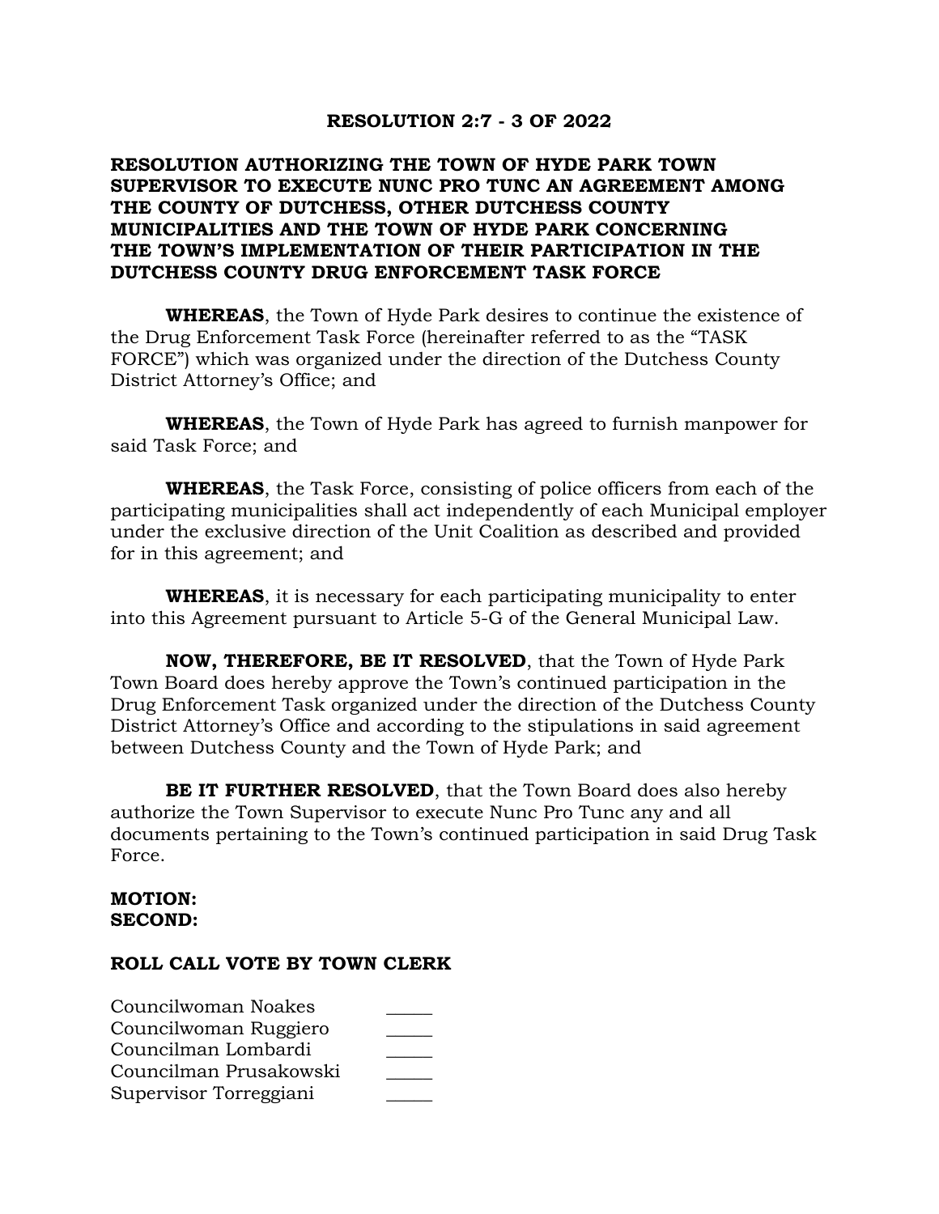# RESOLUTION 2:7 - 3 OF 2022

## RESOLUTION AUTHORIZING THE TOWN OF HYDE PARK TOWN SUPERVISOR TO EXECUTE NUNC PRO TUNC AN AGREEMENT AMONG THE COUNTY OF DUTCHESS, OTHER DUTCHESS COUNTY MUNICIPALITIES AND THE TOWN OF HYDE PARK CONCERNING THE TOWN'S IMPLEMENTATION OF THEIR PARTICIPATION IN THE DUTCHESS COUNTY DRUG ENFORCEMENT TASK FORCE

**WHEREAS**, the Town of Hyde Park desires to continue the existence of the Drug Enforcement Task Force (hereinafter referred to as the "TASK FORCE") which was organized under the direction of the Dutchess County District Attorney's Office; and

**WHEREAS**, the Town of Hyde Park has agreed to furnish manpower for said Task Force; and

**WHEREAS**, the Task Force, consisting of police officers from each of the participating municipalities shall act independently of each Municipal employer under the exclusive direction of the Unit Coalition as described and provided for in this agreement; and

**WHEREAS**, it is necessary for each participating municipality to enter into this Agreement pursuant to Article 5-G of the General Municipal Law.

**NOW, THEREFORE, BE IT RESOLVED**, that the Town of Hyde Park Town Board does hereby approve the Town's continued participation in the Drug Enforcement Task organized under the direction of the Dutchess County District Attorney's Office and according to the stipulations in said agreement between Dutchess County and the Town of Hyde Park; and

**BE IT FURTHER RESOLVED**, that the Town Board does also hereby authorize the Town Supervisor to execute Nunc Pro Tunc any and all documents pertaining to the Town's continued participation in said Drug Task Force.

**MOTION:**
**SECOND:**

**ROLL CALL VOTE BY TOWN CLERK**

Councilwoman Noakes _____
Councilwoman Ruggiero _____
Councilman Lombardi _____
Councilman Prusakowski _____
Supervisor Torreggiani _____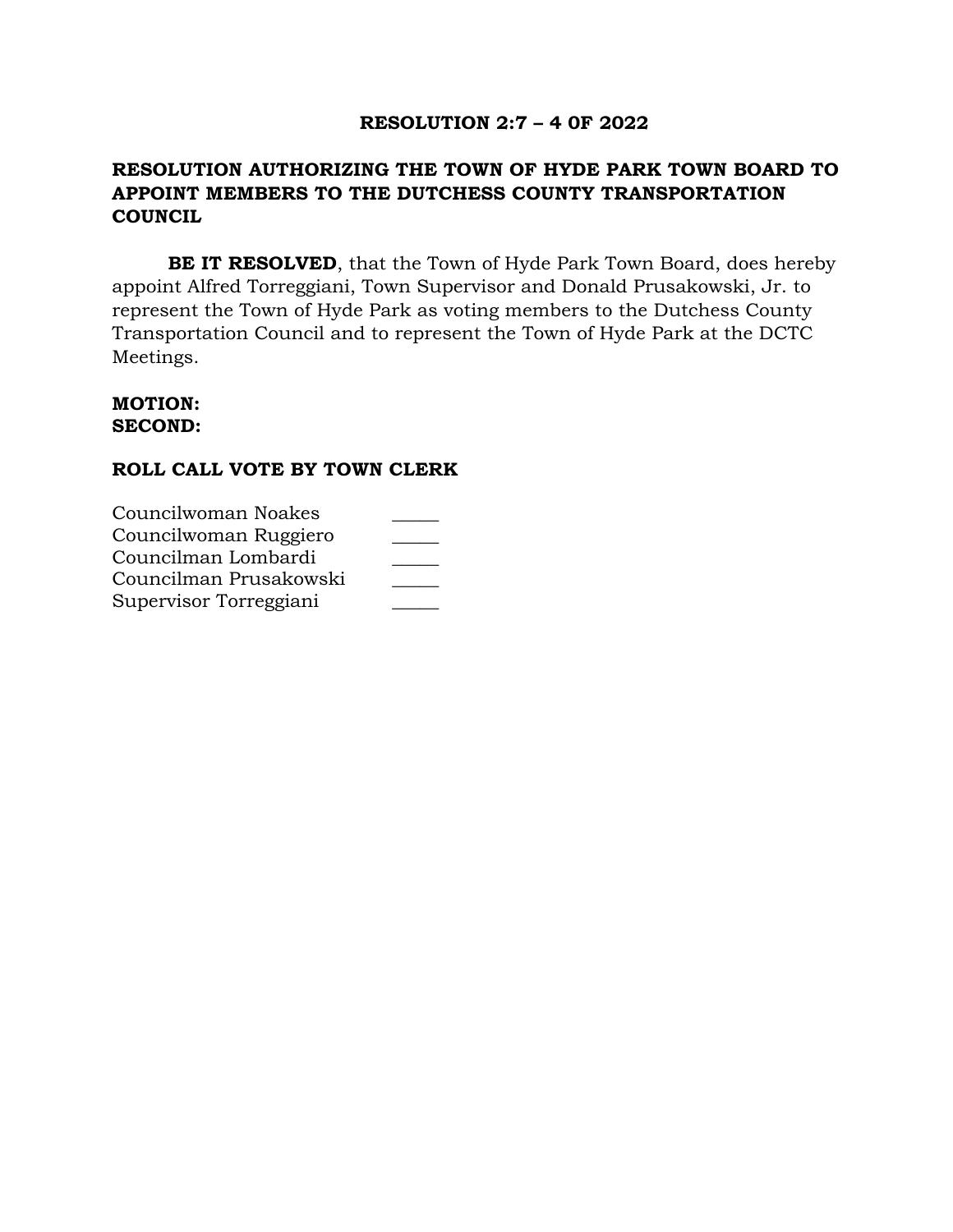**RESOLUTION 2:7 – 4 0F 2022**

**RESOLUTION AUTHORIZING THE TOWN OF HYDE PARK TOWN BOARD TO APPOINT MEMBERS TO THE DUTCHESS COUNTY TRANSPORTATION COUNCIL**

**BE IT RESOLVED**, that the Town of Hyde Park Town Board, does hereby appoint Alfred Torreggiani, Town Supervisor and Donald Prusakowski, Jr. to represent the Town of Hyde Park as voting members to the Dutchess County Transportation Council and to represent the Town of Hyde Park at the DCTC Meetings.

**MOTION:**
**SECOND:**

**ROLL CALL VOTE BY TOWN CLERK**

Councilwoman Noakes _____
Councilwoman Ruggiero _____
Councilman Lombardi _____
Councilman Prusakowski _____
Supervisor Torreggiani _____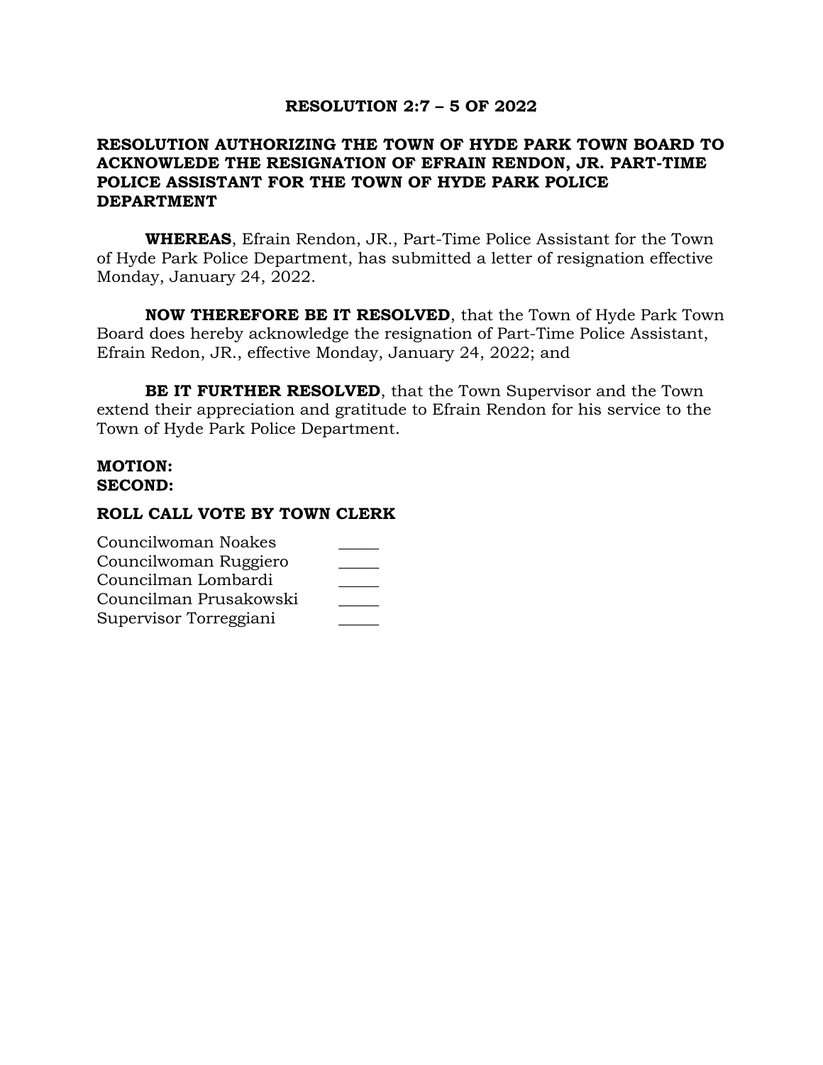**RESOLUTION 2:7 – 5 OF 2022**

**RESOLUTION AUTHORIZING THE TOWN OF HYDE PARK TOWN BOARD TO ACKNOWLEDE THE RESIGNATION OF EFRAIN RENDON, JR. PART-TIME POLICE ASSISTANT FOR THE TOWN OF HYDE PARK POLICE DEPARTMENT**

**WHEREAS**, Efrain Rendon, JR., Part-Time Police Assistant for the Town of Hyde Park Police Department, has submitted a letter of resignation effective Monday, January 24, 2022.

**NOW THEREFORE BE IT RESOLVED**, that the Town of Hyde Park Town Board does hereby acknowledge the resignation of Part-Time Police Assistant, Efrain Redon, JR., effective Monday, January 24, 2022; and

**BE IT FURTHER RESOLVED**, that the Town Supervisor and the Town extend their appreciation and gratitude to Efrain Rendon for his service to the Town of Hyde Park Police Department.

**MOTION:**
**SECOND:**

**ROLL CALL VOTE BY TOWN CLERK**

Councilwoman Noakes _____
Councilwoman Ruggiero _____
Councilman Lombardi _____
Councilman Prusakowski _____
Supervisor Torreggiani _____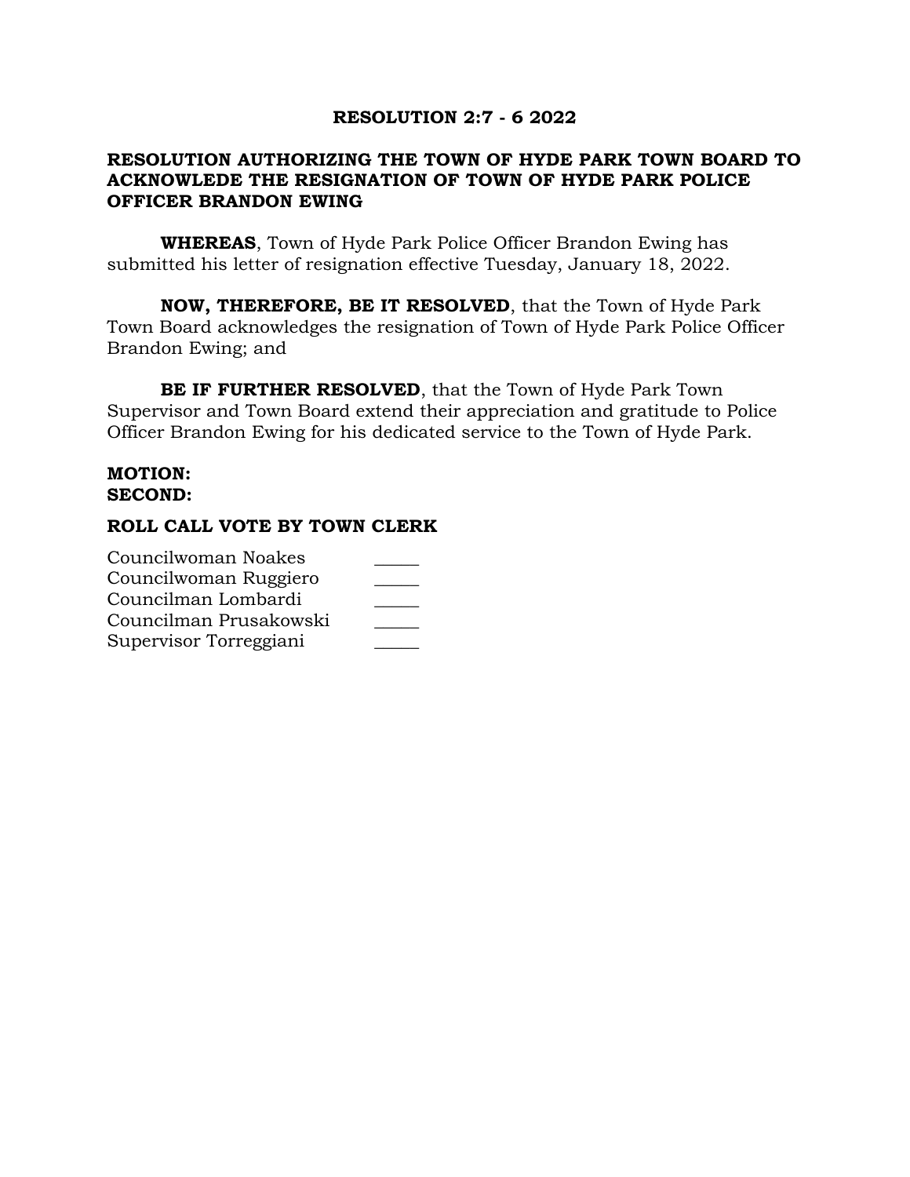**RESOLUTION 2:7 - 6 2022**

**RESOLUTION AUTHORIZING THE TOWN OF HYDE PARK TOWN BOARD TO ACKNOWLEDE THE RESIGNATION OF TOWN OF HYDE PARK POLICE OFFICER BRANDON EWING**

**WHEREAS**, Town of Hyde Park Police Officer Brandon Ewing has submitted his letter of resignation effective Tuesday, January 18, 2022.

**NOW, THEREFORE, BE IT RESOLVED**, that the Town of Hyde Park Town Board acknowledges the resignation of Town of Hyde Park Police Officer Brandon Ewing; and

**BE IF FURTHER RESOLVED**, that the Town of Hyde Park Town Supervisor and Town Board extend their appreciation and gratitude to Police Officer Brandon Ewing for his dedicated service to the Town of Hyde Park.

**MOTION:**
**SECOND:**

**ROLL CALL VOTE BY TOWN CLERK**

Councilwoman Noakes _____
Councilwoman Ruggiero _____
Councilman Lombardi _____
Councilman Prusakowski _____
Supervisor Torreggiani _____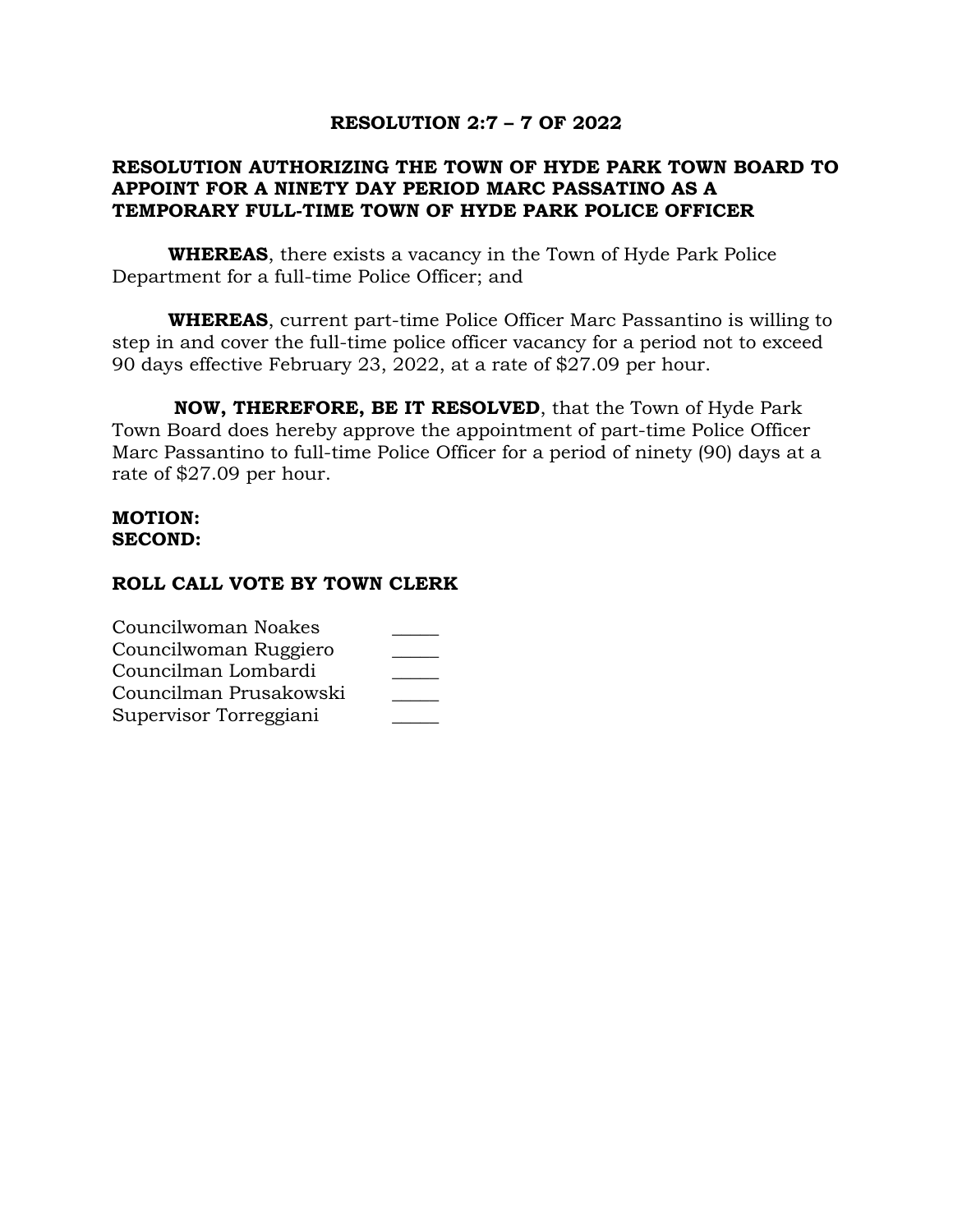**RESOLUTION 2:7 – 7 OF 2022**

**RESOLUTION AUTHORIZING THE TOWN OF HYDE PARK TOWN BOARD TO APPOINT FOR A NINETY DAY PERIOD MARC PASSATINO AS A TEMPORARY FULL-TIME TOWN OF HYDE PARK POLICE OFFICER**

**WHEREAS**, there exists a vacancy in the Town of Hyde Park Police Department for a full-time Police Officer; and

**WHEREAS**, current part-time Police Officer Marc Passantino is willing to step in and cover the full-time police officer vacancy for a period not to exceed 90 days effective February 23, 2022, at a rate of $27.09 per hour.

**NOW, THEREFORE, BE IT RESOLVED**, that the Town of Hyde Park Town Board does hereby approve the appointment of part-time Police Officer Marc Passantino to full-time Police Officer for a period of ninety (90) days at a rate of $27.09 per hour.

**MOTION:**
**SECOND:**

**ROLL CALL VOTE BY TOWN CLERK**

Councilwoman Noakes _____
Councilwoman Ruggiero _____
Councilman Lombardi _____
Councilman Prusakowski _____
Supervisor Torreggiani _____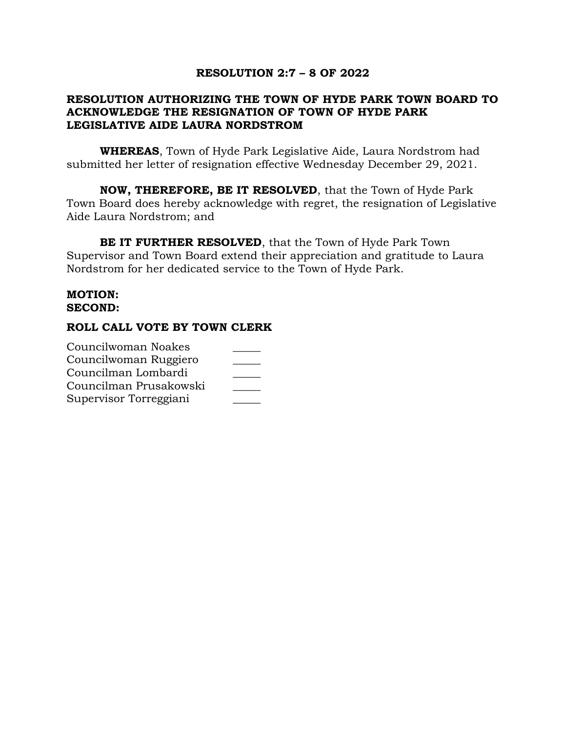**RESOLUTION 2:7 – 8 OF 2022**

**RESOLUTION AUTHORIZING THE TOWN OF HYDE PARK TOWN BOARD TO ACKNOWLEDGE THE RESIGNATION OF TOWN OF HYDE PARK LEGISLATIVE AIDE LAURA NORDSTROM**

**WHEREAS**, Town of Hyde Park Legislative Aide, Laura Nordstrom had submitted her letter of resignation effective Wednesday December 29, 2021.

**NOW, THEREFORE, BE IT RESOLVED**, that the Town of Hyde Park Town Board does hereby acknowledge with regret, the resignation of Legislative Aide Laura Nordstrom; and

**BE IT FURTHER RESOLVED**, that the Town of Hyde Park Town Supervisor and Town Board extend their appreciation and gratitude to Laura Nordstrom for her dedicated service to the Town of Hyde Park.

**MOTION:**
**SECOND:**

**ROLL CALL VOTE BY TOWN CLERK**

Councilwoman Noakes _____
Councilwoman Ruggiero _____
Councilman Lombardi _____
Councilman Prusakowski _____
Supervisor Torreggiani _____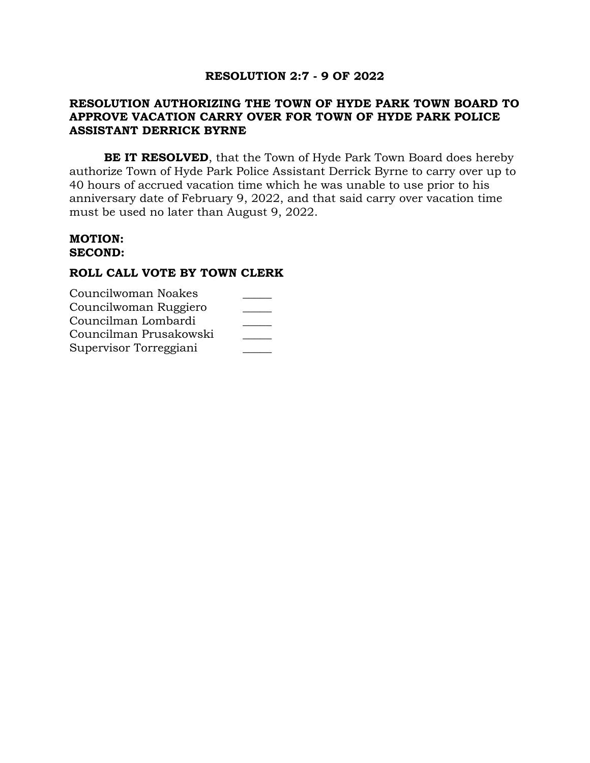**RESOLUTION 2:7 - 9 OF 2022**

**RESOLUTION AUTHORIZING THE TOWN OF HYDE PARK TOWN BOARD TO APPROVE VACATION CARRY OVER FOR TOWN OF HYDE PARK POLICE ASSISTANT DERRICK BYRNE**

**BE IT RESOLVED**, that the Town of Hyde Park Town Board does hereby authorize Town of Hyde Park Police Assistant Derrick Byrne to carry over up to 40 hours of accrued vacation time which he was unable to use prior to his anniversary date of February 9, 2022, and that said carry over vacation time must be used no later than August 9, 2022.

**MOTION:**
**SECOND:**

**ROLL CALL VOTE BY TOWN CLERK**

Councilwoman Noakes _____
Councilwoman Ruggiero _____
Councilman Lombardi _____
Councilman Prusakowski _____
Supervisor Torreggiani _____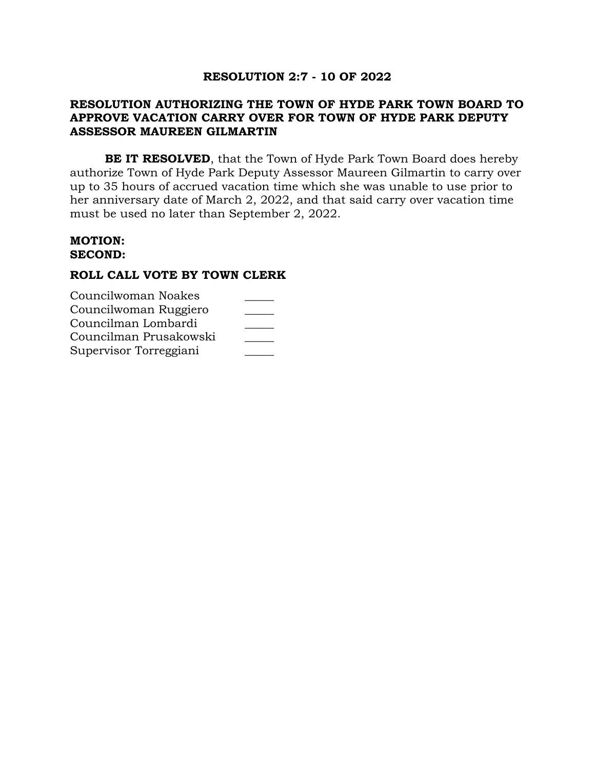**RESOLUTION 2:7 - 10 OF 2022**

**RESOLUTION AUTHORIZING THE TOWN OF HYDE PARK TOWN BOARD TO APPROVE VACATION CARRY OVER FOR TOWN OF HYDE PARK DEPUTY ASSESSOR MAUREEN GILMARTIN**

**BE IT RESOLVED**, that the Town of Hyde Park Town Board does hereby authorize Town of Hyde Park Deputy Assessor Maureen Gilmartin to carry over up to 35 hours of accrued vacation time which she was unable to use prior to her anniversary date of March 2, 2022, and that said carry over vacation time must be used no later than September 2, 2022.

**MOTION:**
**SECOND:**

**ROLL CALL VOTE BY TOWN CLERK**

Councilwoman Noakes _____
Councilwoman Ruggiero _____
Councilman Lombardi _____
Councilman Prusakowski _____
Supervisor Torreggiani _____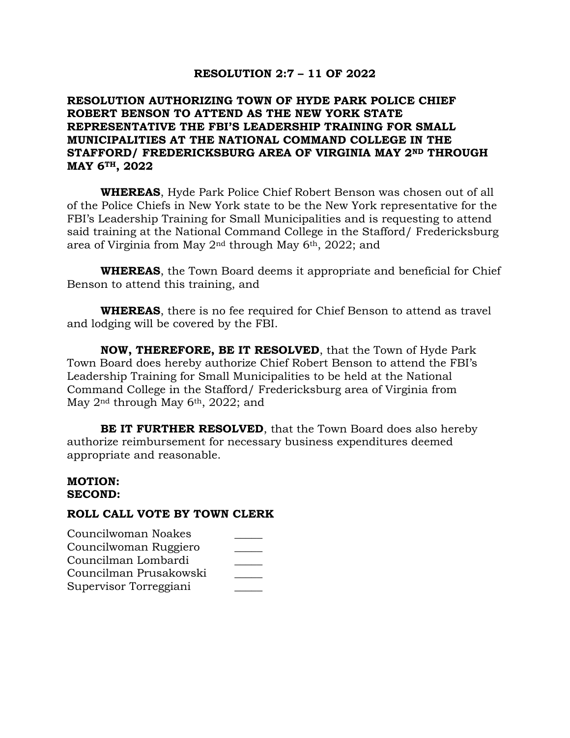**RESOLUTION 2:7 – 11 OF 2022**

**RESOLUTION AUTHORIZING TOWN OF HYDE PARK POLICE CHIEF ROBERT BENSON TO ATTEND AS THE NEW YORK STATE REPRESENTATIVE THE FBI'S LEADERSHIP TRAINING FOR SMALL MUNICIPALITIES AT THE NATIONAL COMMAND COLLEGE IN THE STAFFORD/ FREDERICKSBURG AREA OF VIRGINIA MAY 2ND THROUGH MAY 6TH, 2022**

**WHEREAS**, Hyde Park Police Chief Robert Benson was chosen out of all of the Police Chiefs in New York state to be the New York representative for the FBI's Leadership Training for Small Municipalities and is requesting to attend said training at the National Command College in the Stafford/ Fredericksburg area of Virginia from May 2nd through May 6th, 2022; and

**WHEREAS**, the Town Board deems it appropriate and beneficial for Chief Benson to attend this training, and

**WHEREAS**, there is no fee required for Chief Benson to attend as travel and lodging will be covered by the FBI.

**NOW, THEREFORE, BE IT RESOLVED**, that the Town of Hyde Park Town Board does hereby authorize Chief Robert Benson to attend the FBI's Leadership Training for Small Municipalities to be held at the National Command College in the Stafford/ Fredericksburg area of Virginia from May 2nd through May 6th, 2022; and

**BE IT FURTHER RESOLVED**, that the Town Board does also hereby authorize reimbursement for necessary business expenditures deemed appropriate and reasonable.

**MOTION:**
**SECOND:**

**ROLL CALL VOTE BY TOWN CLERK**

Councilwoman Noakes _____
Councilwoman Ruggiero _____
Councilman Lombardi _____
Councilman Prusakowski _____
Supervisor Torreggiani _____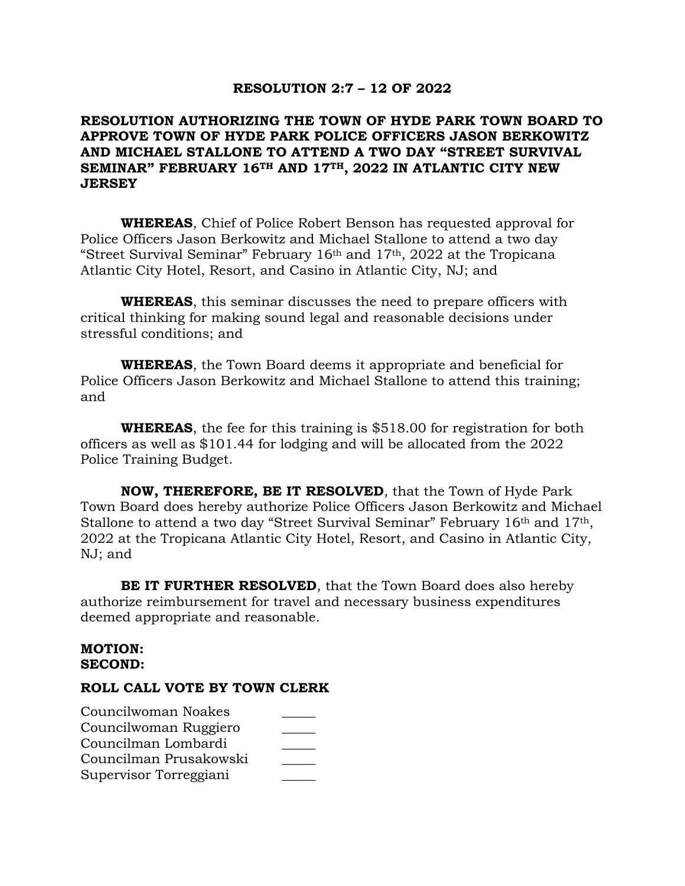# RESOLUTION 2:7 – 12 OF 2022

## RESOLUTION AUTHORIZING THE TOWN OF HYDE PARK TOWN BOARD TO APPROVE TOWN OF HYDE PARK POLICE OFFICERS JASON BERKOWITZ AND MICHAEL STALLONE TO ATTEND A TWO DAY "STREET SURVIVAL SEMINAR" FEBRUARY 16TH AND 17TH, 2022 IN ATLANTIC CITY NEW JERSEY

**WHEREAS**, Chief of Police Robert Benson has requested approval for Police Officers Jason Berkowitz and Michael Stallone to attend a two day "Street Survival Seminar" February 16th and 17th, 2022 at the Tropicana Atlantic City Hotel, Resort, and Casino in Atlantic City, NJ; and

**WHEREAS**, this seminar discusses the need to prepare officers with critical thinking for making sound legal and reasonable decisions under stressful conditions; and

**WHEREAS**, the Town Board deems it appropriate and beneficial for Police Officers Jason Berkowitz and Michael Stallone to attend this training; and

**WHEREAS**, the fee for this training is $518.00 for registration for both officers as well as $101.44 for lodging and will be allocated from the 2022 Police Training Budget.

**NOW, THEREFORE, BE IT RESOLVED**, that the Town of Hyde Park Town Board does hereby authorize Police Officers Jason Berkowitz and Michael Stallone to attend a two day "Street Survival Seminar" February 16th and 17th, 2022 at the Tropicana Atlantic City Hotel, Resort, and Casino in Atlantic City, NJ; and

**BE IT FURTHER RESOLVED**, that the Town Board does also hereby authorize reimbursement for travel and necessary business expenditures deemed appropriate and reasonable.

**MOTION:**
**SECOND:**

**ROLL CALL VOTE BY TOWN CLERK**

Councilwoman Noakes _____
Councilwoman Ruggiero _____
Councilman Lombardi _____
Councilman Prusakowski _____
Supervisor Torreggiani _____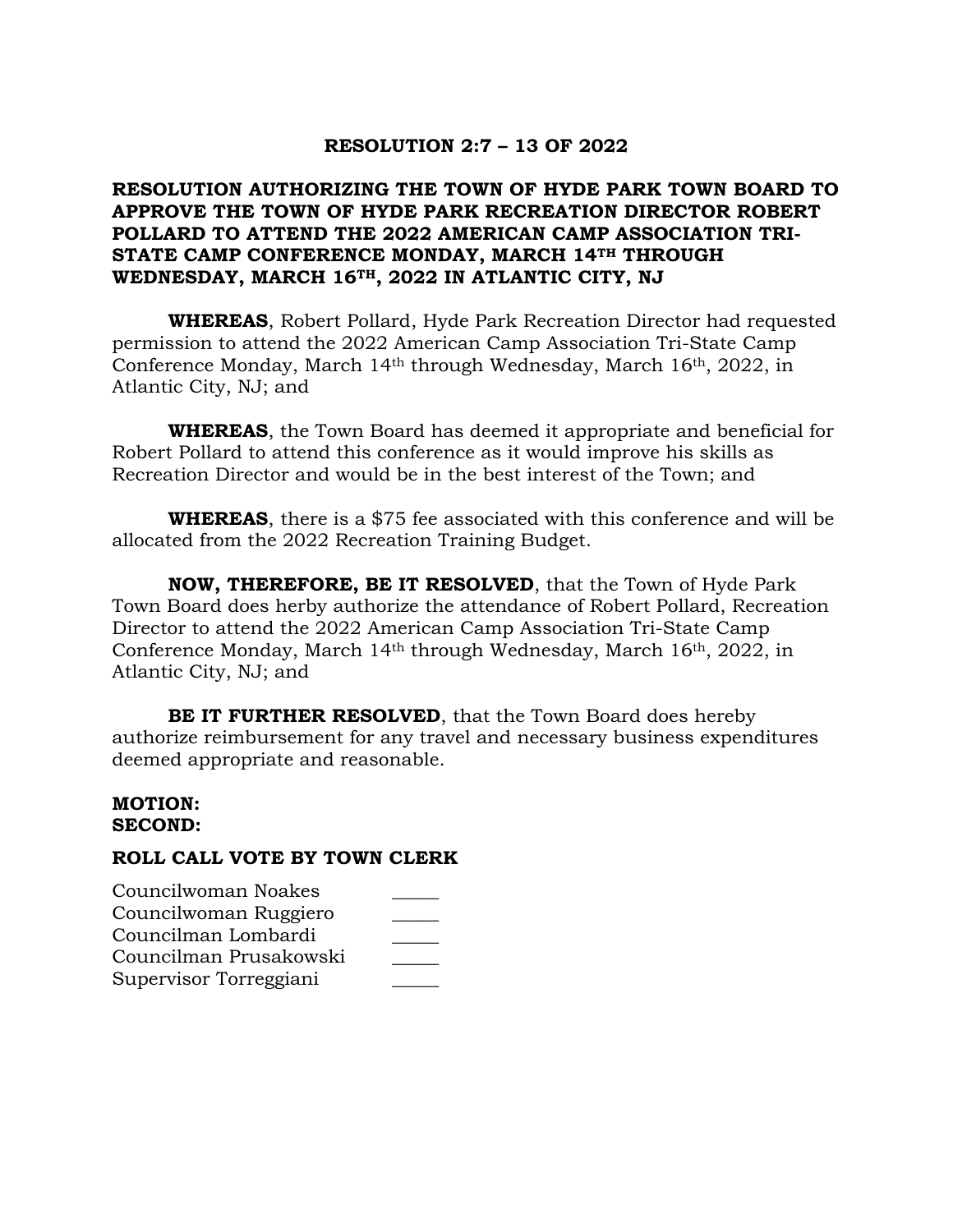# RESOLUTION 2:7 – 13 OF 2022

## RESOLUTION AUTHORIZING THE TOWN OF HYDE PARK TOWN BOARD TO APPROVE THE TOWN OF HYDE PARK RECREATION DIRECTOR ROBERT POLLARD TO ATTEND THE 2022 AMERICAN CAMP ASSOCIATION TRI-STATE CAMP CONFERENCE MONDAY, MARCH 14TH THROUGH WEDNESDAY, MARCH 16TH, 2022 IN ATLANTIC CITY, NJ

**WHEREAS**, Robert Pollard, Hyde Park Recreation Director had requested permission to attend the 2022 American Camp Association Tri-State Camp Conference Monday, March 14th through Wednesday, March 16th, 2022, in Atlantic City, NJ; and

**WHEREAS**, the Town Board has deemed it appropriate and beneficial for Robert Pollard to attend this conference as it would improve his skills as Recreation Director and would be in the best interest of the Town; and

**WHEREAS**, there is a $75 fee associated with this conference and will be allocated from the 2022 Recreation Training Budget.

**NOW, THEREFORE, BE IT RESOLVED**, that the Town of Hyde Park Town Board does herby authorize the attendance of Robert Pollard, Recreation Director to attend the 2022 American Camp Association Tri-State Camp Conference Monday, March 14th through Wednesday, March 16th, 2022, in Atlantic City, NJ; and

**BE IT FURTHER RESOLVED**, that the Town Board does hereby authorize reimbursement for any travel and necessary business expenditures deemed appropriate and reasonable.

**MOTION:**
**SECOND:**

**ROLL CALL VOTE BY TOWN CLERK**

Councilwoman Noakes _____
Councilwoman Ruggiero _____
Councilman Lombardi _____
Councilman Prusakowski _____
Supervisor Torreggiani _____